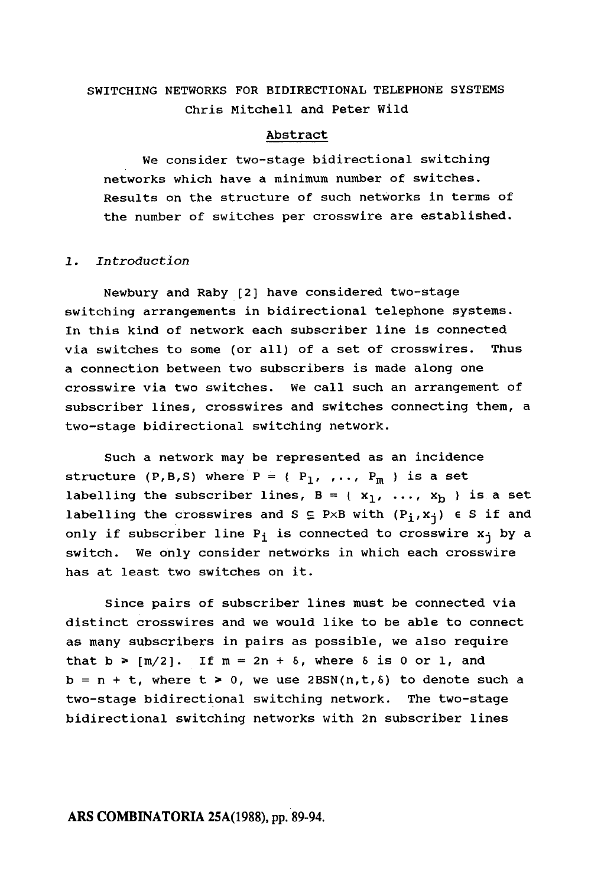# SWITCHING NETWORKS FOR BIDIRECTIONAL TELEPHONE SYSTEMS

Chris Mitchell and Peter Wild

## Abstract

We consider two-stage bidirectional switching networks which have a minimum number of switches. Results on the structure of such networks in terms of the number of switches per crosswire are established.

## 1. *Introduction*

Newbury and Raby [2] have considered two-stage switching arrangements in bidirectional telephone systems. In this kind of network each subscriber line is connected via switches to some (or all) of a set of crosswires. Thus a connection between two subscribers is made along one crosswire via two switches. We call such an arrangement of subscriber lines, crosswires and switches connecting them, a two-stage bidirectional switching network.

Such a network may be represented as an incidence structure $(P,B,S)$ where $P = \{ P_1, \ldots, P_m \}$ is a set labelling the subscriber lines, $B = \{ x_1, \ldots, x_b \}$ is a set labelling the crosswires and $S \subseteq P \times B$ with $(P_i, x_j) \in S$ if and only if subscriber line $P_i$ is connected to crosswire $x_j$ by a switch. We only consider networks in which each crosswire has at least two switches on it.

Since pairs of subscriber lines must be connected via distinct crosswires and we would like to be able to connect as many subscribers in pairs as possible, we also require that $b \geq [m/2]$. If $m = 2n + \delta$, where $\delta$ is 0 or 1, and $b = n + t$, where $t \geq 0$, we use $2BSN(n,t,\delta)$ to denote such a two-stage bidirectional switching network. The two-stage bidirectional switching networks with $2n$ subscriber lines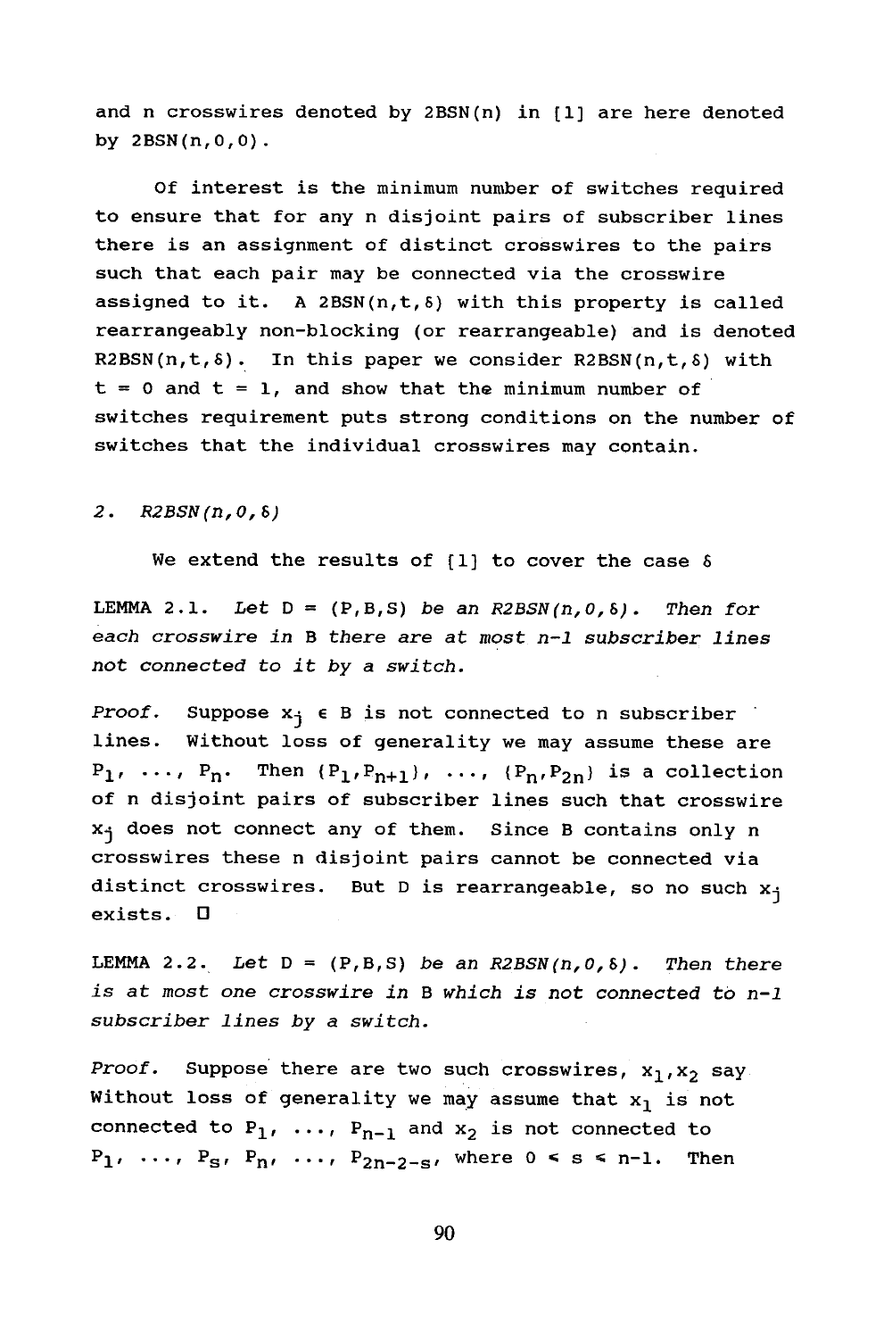and n crosswires denoted by 2BSN(n) in [1] are here denoted by 2BSN(n,0,0).

Of interest is the minimum number of switches required to ensure that for any n disjoint pairs of subscriber lines there is an assignment of distinct crosswires to the pairs such that each pair may be connected via the crosswire assigned to it. A 2BSN(n,t,δ) with this property is called rearrangeably non-blocking (or rearrangeable) and is denoted R2BSN(n,t,δ). In this paper we consider R2BSN(n,t,δ) with $t = 0$ and $t = 1$, and show that the minimum number of switches requirement puts strong conditions on the number of switches that the individual crosswires may contain.

## 2. *R2BSN(n,0,δ)*

We extend the results of [1] to cover the case δ

LEMMA 2.1. *Let D = (P,B,S) be an R2BSN(n,0,δ). Then for each crosswire in B there are at most n-1 subscriber lines not connected to it by a switch.*

*Proof.* Suppose $x_j \in B$ is not connected to n subscriber lines. Without loss of generality we may assume these are $P_1, \ldots, P_n$. Then $(P_1,P_{n+1}), \ldots, (P_n,P_{2n})$ is a collection of n disjoint pairs of subscriber lines such that crosswire $x_j$ does not connect any of them. Since B contains only n crosswires these n disjoint pairs cannot be connected via distinct crosswires. But D is rearrangeable, so no such $x_j$ exists. □

LEMMA 2.2. *Let D = (P,B,S) be an R2BSN(n,0,δ). Then there is at most one crosswire in B which is not connected to n-1 subscriber lines by a switch.*

*Proof.* Suppose there are two such crosswires, $x_1,x_2$ say. Without loss of generality we may assume that $x_1$ is not connected to $P_1, \ldots, P_{n-1}$ and $x_2$ is not connected to $P_1, \ldots, P_s, P_n, \ldots, P_{2n-2-s}$, where $0 \le s \le n-1$. Then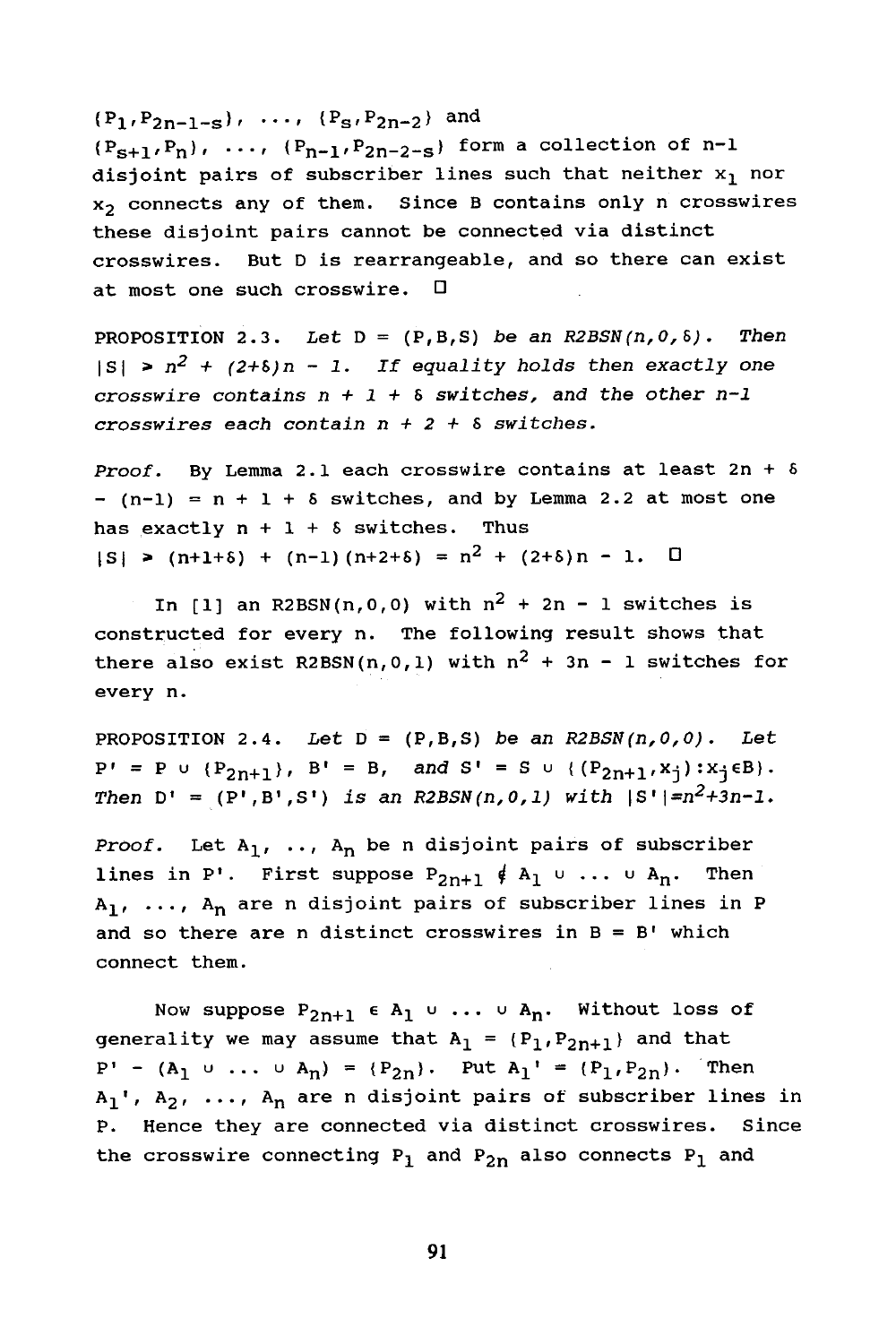$\{P_1,P_{2n-1-s}\}$, ..., $\{P_s,P_{2n-2}\}$ and $\{P_{s+1},P_n\}$, ..., $\{P_{n-1},P_{2n-2-s}\}$ form a collection of n-1 disjoint pairs of subscriber lines such that neither $x_1$ nor $x_2$ connects any of them. Since B contains only n crosswires these disjoint pairs cannot be connected via distinct crosswires. But D is rearrangeable, and so there can exist at most one such crosswire. □

PROPOSITION 2.3. *Let* $D = (P,B,S)$ *be an* $R2BSN(n,0,\delta)$. *Then* $|S| \geq n^2 + (2+\delta)n - 1$. *If equality holds then exactly one crosswire contains* $n + 1 + \delta$ *switches, and the other n-1 crosswires each contain* $n + 2 + \delta$ *switches.*

*Proof.* By Lemma 2.1 each crosswire contains at least $2n + \delta - (n-1) = n + 1 + \delta$ switches, and by Lemma 2.2 at most one has exactly $n + 1 + \delta$ switches. Thus
$|S| \geq (n+1+\delta) + (n-1)(n+2+\delta) = n^2 + (2+\delta)n - 1$. □

In [1] an R2BSN(n,0,0) with $n^2 + 2n - 1$ switches is constructed for every n. The following result shows that there also exist R2BSN(n,0,1) with $n^2 + 3n - 1$ switches for every n.

PROPOSITION 2.4. *Let* $D = (P,B,S)$ *be an* $R2BSN(n,0,0)$. *Let* $P' = P \cup \{P_{2n+1}\}$, $B' = B$, *and* $S' = S \cup \{(P_{2n+1},x_j):x_j \in B\}$. *Then* $D' = (P',B',S')$ *is an* $R2BSN(n,0,1)$ *with* $|S'|=n^2+3n-1$.

*Proof.* Let $A_1$, .., $A_n$ be n disjoint pairs of subscriber lines in P'. First suppose $P_{2n+1} \notin A_1 \cup \ldots \cup A_n$. Then $A_1$, ..., $A_n$ are n disjoint pairs of subscriber lines in P and so there are n distinct crosswires in B = B' which connect them.

Now suppose $P_{2n+1} \in A_1 \cup \ldots \cup A_n$. Without loss of generality we may assume that $A_1 = \{P_1,P_{2n+1}\}$ and that $P' - (A_1 \cup \ldots \cup A_n) = \{P_{2n}\}$. Put $A_1' = \{P_1,P_{2n}\}$. Then $A_1'$, $A_2$, ..., $A_n$ are n disjoint pairs of subscriber lines in P. Hence they are connected via distinct crosswires. Since the crosswire connecting $P_1$ and $P_{2n}$ also connects $P_1$ and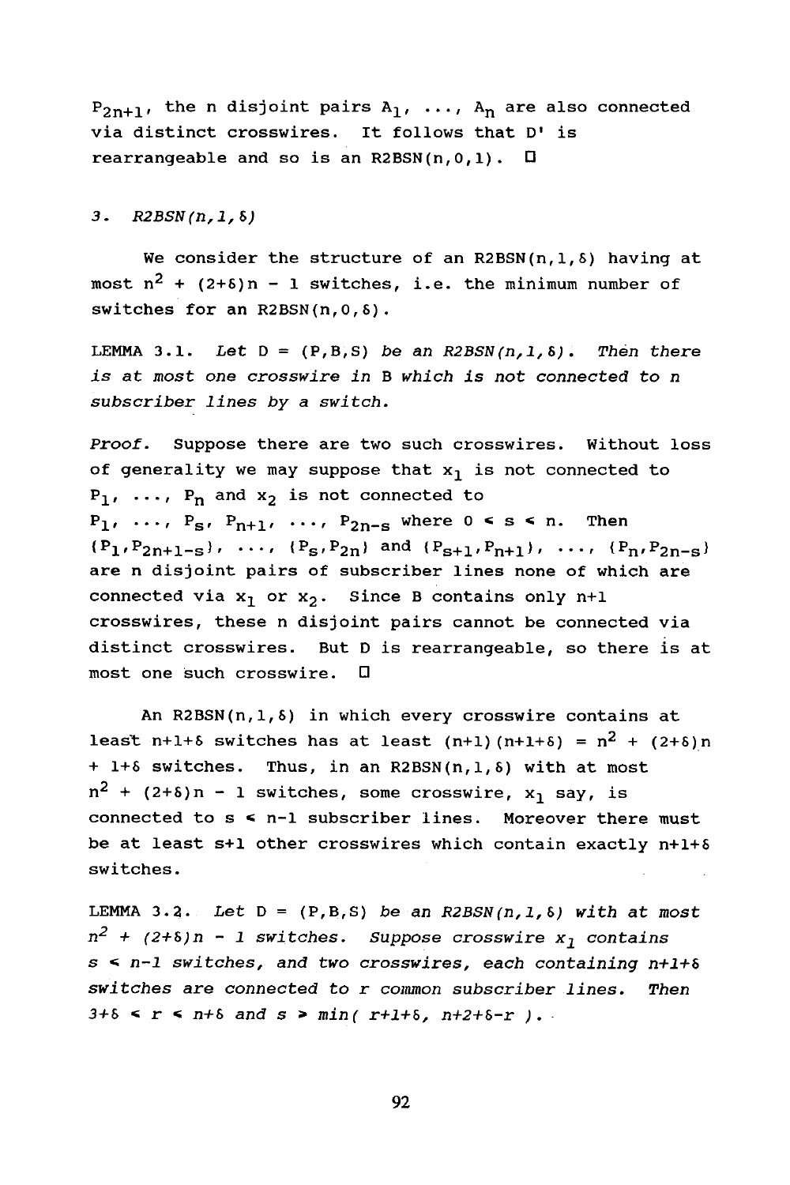$P_{2n+1}$, the n disjoint pairs $A_1, \ldots, A_n$ are also connected via distinct crosswires. It follows that D' is rearrangeable and so is an R2BSN(n,0,1). □

## 3. *R2BSN(n,1,δ)*

We consider the structure of an R2BSN(n,1,δ) having at most $n^2 + (2+\delta)n - 1$ switches, i.e. the minimum number of switches for an R2BSN(n,0,δ).

LEMMA 3.1. *Let D = (P,B,S) be an R2BSN(n,1,δ). Then there is at most one crosswire in B which is not connected to n subscriber lines by a switch.*

*Proof.* Suppose there are two such crosswires. Without loss of generality we may suppose that $x_1$ is not connected to $P_1, \ldots, P_n$ and $x_2$ is not connected to $P_1, \ldots, P_s, P_{n+1}, \ldots, P_{2n-s}$ where $0 \leq s \leq n$. Then $(P_1, P_{2n+1-s}), \ldots, (P_s, P_{2n})$ and $(P_{s+1}, P_{n+1}), \ldots, (P_n, P_{2n-s})$ are n disjoint pairs of subscriber lines none of which are connected via $x_1$ or $x_2$. Since B contains only n+1 crosswires, these n disjoint pairs cannot be connected via distinct crosswires. But D is rearrangeable, so there is at most one such crosswire. □

An R2BSN(n,1,δ) in which every crosswire contains at least n+1+δ switches has at least $(n+1)(n+1+\delta) = n^2 + (2+\delta)n + 1+\delta$ switches. Thus, in an R2BSN(n,1,δ) with at most $n^2 + (2+\delta)n - 1$ switches, some crosswire, $x_1$ say, is connected to $s \leq n-1$ subscriber lines. Moreover there must be at least s+1 other crosswires which contain exactly n+1+δ switches.

LEMMA 3.2. *Let D = (P,B,S) be an R2BSN(n,1,δ) with at most $n^2 + (2+\delta)n - 1$ switches. Suppose crosswire $x_1$ contains $s \leq n-1$ switches, and two crosswires, each containing n+1+δ switches are connected to r common subscriber lines. Then $3+\delta \leq r \leq n+\delta$ and $s \geq \min(\, r+1+\delta,\ n+2+\delta-r\,)$.*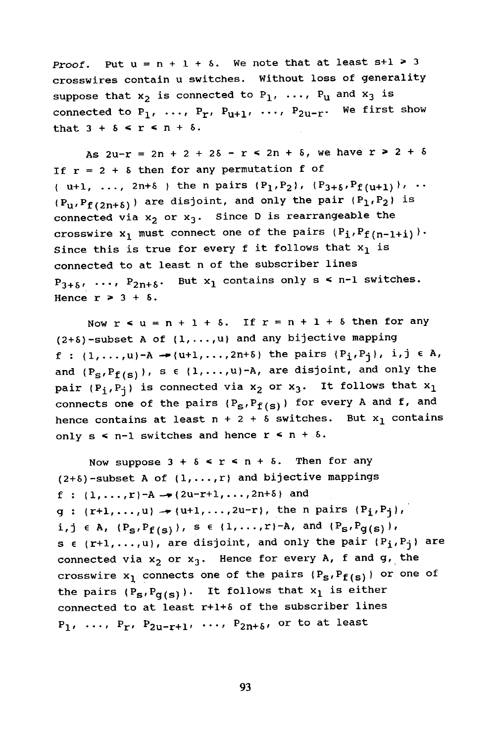*Proof.* Put $u = n + 1 + \delta$. We note that at least $s+1 \geq 3$ crosswires contain u switches. Without loss of generality suppose that $x_2$ is connected to $P_1, \ldots, P_u$ and $x_3$ is connected to $P_1, \ldots, P_r, P_{u+1}, \ldots, P_{2u-r}$. We first show that $3 + \delta \leq r \leq n + \delta$.

As $2u-r = 2n + 2 + 2\delta - r \leq 2n + \delta$, we have $r \geq 2 + \delta$ If $r = 2 + \delta$ then for any permutation f of $\{ u+1, \ldots, 2n+\delta \}$ the n pairs $\{P_1,P_2\}$, $\{P_{3+\delta},P_{f(u+1)}\}$, $\ldots$ $\{P_u,P_{f(2n+\delta)}\}$ are disjoint, and only the pair $\{P_1,P_2\}$ is connected via $x_2$ or $x_3$. Since D is rearrangeable the crosswire $x_1$ must connect one of the pairs $\{P_i,P_{f(n-1+i)}\}$. Since this is true for every f it follows that $x_1$ is connected to at least n of the subscriber lines $P_{3+\delta}, \ldots, P_{2n+\delta}$. But $x_1$ contains only $s \leq n-1$ switches. Hence $r \geq 3 + \delta$.

Now $r \leq u = n + 1 + \delta$. If $r = n + 1 + \delta$ then for any $(2+\delta)$-subset A of $\{1,\ldots,u\}$ and any bijective mapping $f : \{1,\ldots,u\}-A \to \{u+1,\ldots,2n+\delta\}$ the pairs $\{P_i,P_j\}$, $i,j \in A$, and $\{P_s,P_{f(s)}\}$, $s \in \{1,\ldots,u\}-A$, are disjoint, and only the pair $\{P_i,P_j\}$ is connected via $x_2$ or $x_3$. It follows that $x_1$ connects one of the pairs $\{P_s,P_{f(s)}\}$ for every A and f, and hence contains at least $n + 2 + \delta$ switches. But $x_1$ contains only $s \leq n-1$ switches and hence $r \leq n + \delta$.

Now suppose $3 + \delta \leq r \leq n + \delta$. Then for any $(2+\delta)$-subset A of $\{1,\ldots,r\}$ and bijective mappings $f : \{1,\ldots,r\}-A \to \{2u-r+1,\ldots,2n+\delta\}$ and $g : \{r+1,\ldots,u\} \to \{u+1,\ldots,2u-r\}$, the n pairs $\{P_i,P_j\}$, $i,j \in A$, $\{P_s,P_{f(s)}\}$, $s \in \{1,\ldots,r\}-A$, and $\{P_s,P_{g(s)}\}$, $s \in \{r+1,\ldots,u\}$, are disjoint, and only the pair $\{P_i,P_j\}$ are connected via $x_2$ or $x_3$. Hence for every A, f and g, the crosswire $x_1$ connects one of the pairs $\{P_s,P_{f(s)}\}$ or one of the pairs $\{P_s,P_{g(s)}\}$. It follows that $x_1$ is either connected to at least $r+1+\delta$ of the subscriber lines $P_1, \ldots, P_r, P_{2u-r+1}, \ldots, P_{2n+\delta}$, or to at least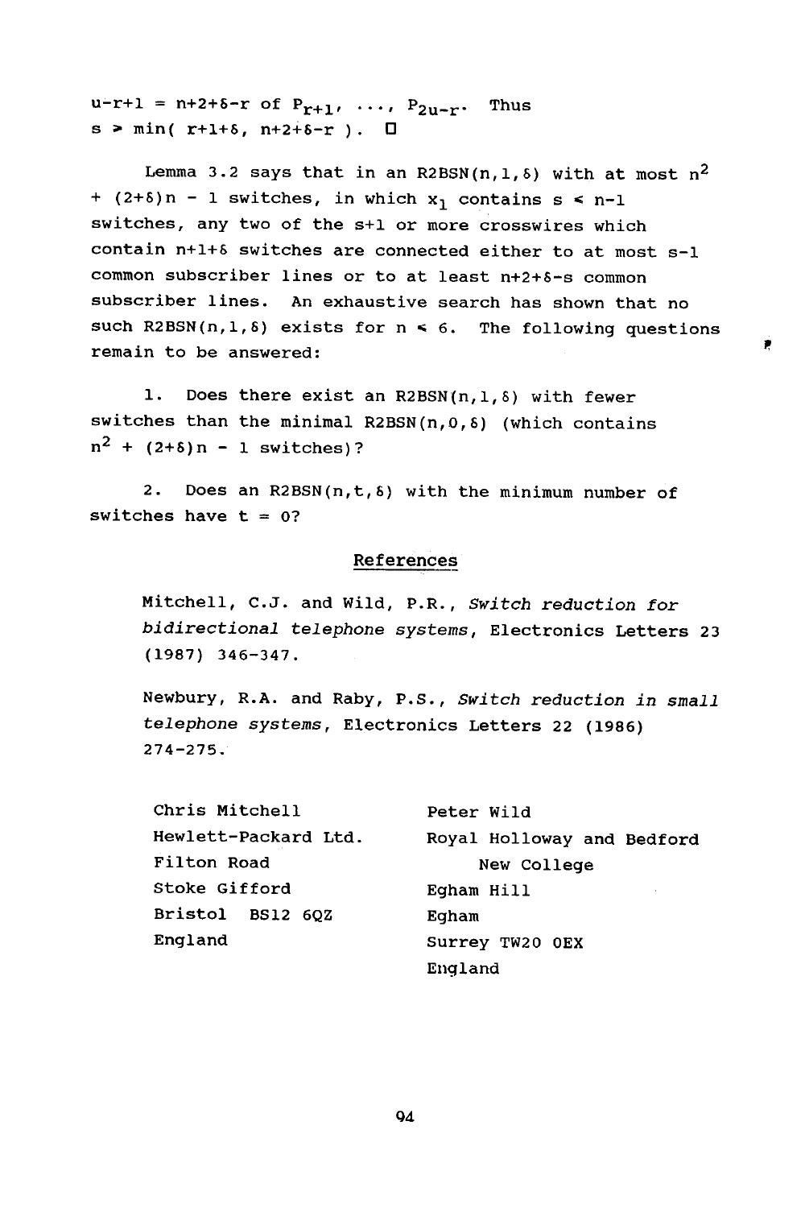$u-r+1 = n+2+\delta-r$ of $P_{r+1}, \ldots, P_{2u-r}$. Thus $s \geq \min( r+1+\delta, n+2+\delta-r )$. □

Lemma 3.2 says that in an R2BSN($n,1,\delta$) with at most $n^2 + (2+\delta)n - 1$ switches, in which $x_1$ contains $s \leq n-1$ switches, any two of the $s+1$ or more crosswires which contain $n+1+\delta$ switches are connected either to at most $s-1$ common subscriber lines or to at least $n+2+\delta-s$ common subscriber lines. An exhaustive search has shown that no such R2BSN($n,1,\delta$) exists for $n \leq 6$. The following questions remain to be answered:

1. Does there exist an R2BSN($n,1,\delta$) with fewer switches than the minimal R2BSN($n,0,\delta$) (which contains $n^2 + (2+\delta)n - 1$ switches)?

2. Does an R2BSN($n,t,\delta$) with the minimum number of switches have $t = 0$?

## References

Mitchell, C.J. and Wild, P.R., *Switch reduction for bidirectional telephone systems*, Electronics Letters 23 (1987) 346-347.

Newbury, R.A. and Raby, P.S., *Switch reduction in small telephone systems*, Electronics Letters 22 (1986) 274-275.

Chris Mitchell
Hewlett-Packard Ltd.
Filton Road
Stoke Gifford
Bristol BS12 6QZ
England

Peter Wild
Royal Holloway and Bedford New College
Egham Hill
Egham
Surrey TW20 0EX
England